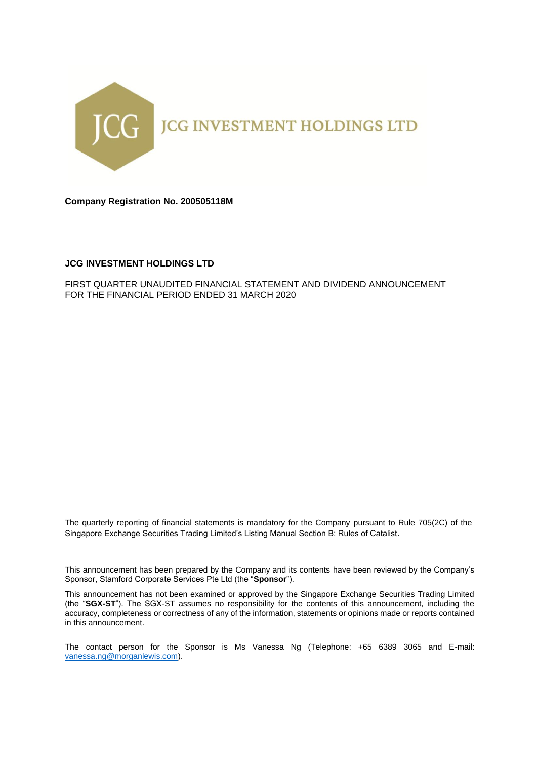JCG INVESTMENT HOLDINGS LTD

**Company Registration No. 200505118M**

**JCG INVESTMENT HOLDINGS LTD**

FIRST QUARTER UNAUDITED FINANCIAL STATEMENT AND DIVIDEND ANNOUNCEMENT FOR THE FINANCIAL PERIOD ENDED 31 MARCH 2020

The quarterly reporting of financial statements is mandatory for the Company pursuant to Rule 705(2C) of the Singapore Exchange Securities Trading Limited's Listing Manual Section B: Rules of Catalist.

This announcement has been prepared by the Company and its contents have been reviewed by the Company's Sponsor, Stamford Corporate Services Pte Ltd (the "**Sponsor**").

This announcement has not been examined or approved by the Singapore Exchange Securities Trading Limited (the "**SGX-ST**"). The SGX-ST assumes no responsibility for the contents of this announcement, including the accuracy, completeness or correctness of any of the information, statements or opinions made or reports contained in this announcement.

The contact person for the Sponsor is Ms Vanessa Ng (Telephone: +65 6389 3065 and E-mail: vanessa.ng@morganlewis.com).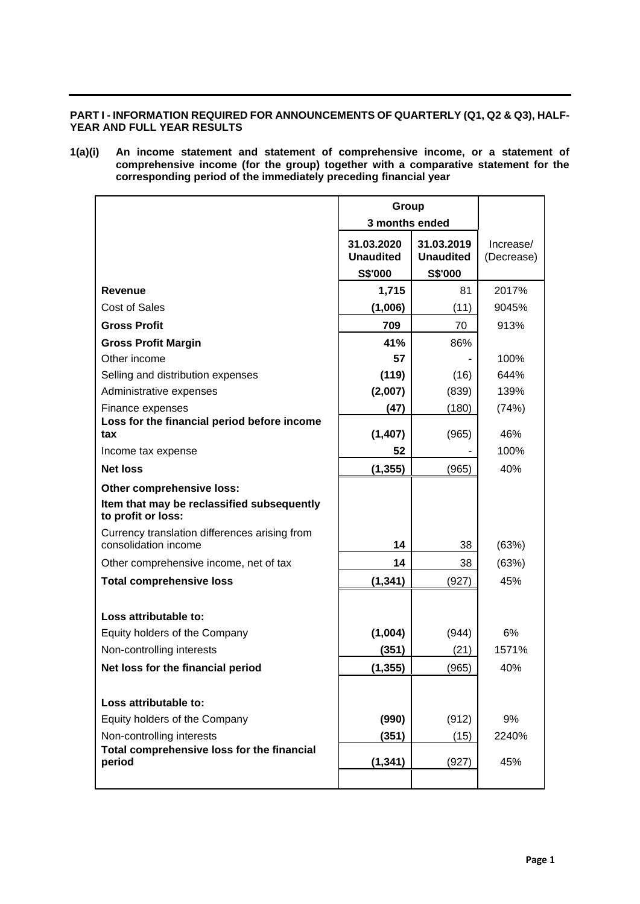**PART I - INFORMATION REQUIRED FOR ANNOUNCEMENTS OF QUARTERLY (Q1, Q2 & Q3), HALF-YEAR AND FULL YEAR RESULTS**

**1(a)(i) An income statement and statement of comprehensive income, or a statement of comprehensive income (for the group) together with a comparative statement for the corresponding period of the immediately preceding financial year**

| | Group | | |
|---|---|---|---|
| | 3 months ended | | |
| | 31.03.2020 Unaudited | 31.03.2019 Unaudited | Increase/ (Decrease) |
| | S$'000 | S$'000 | |
| **Revenue** | **1,715** | 81 | 2017% |
| Cost of Sales | **(1,006)** | (11) | 9045% |
| **Gross Profit** | **709** | 70 | 913% |
| **Gross Profit Margin** | **41%** | 86% | |
| Other income | **57** | - | 100% |
| Selling and distribution expenses | **(119)** | (16) | 644% |
| Administrative expenses | **(2,007)** | (839) | 139% |
| Finance expenses | **(47)** | (180) | (74%) |
| **Loss for the financial period before income tax** | **(1,407)** | (965) | 46% |
| Income tax expense | **52** | - | 100% |
| **Net loss** | **(1,355)** | (965) | 40% |
| **Other comprehensive loss:** | | | |
| **Item that may be reclassified subsequently to profit or loss:** | | | |
| Currency translation differences arising from consolidation income | **14** | 38 | (63%) |
| Other comprehensive income, net of tax | **14** | 38 | (63%) |
| **Total comprehensive loss** | **(1,341)** | (927) | 45% |
| | | | |
| **Loss attributable to:** | | | |
| Equity holders of the Company | **(1,004)** | (944) | 6% |
| Non-controlling interests | **(351)** | (21) | 1571% |
| **Net loss for the financial period** | **(1,355)** | (965) | 40% |
| | | | |
| **Loss attributable to:** | | | |
| Equity holders of the Company | **(990)** | (912) | 9% |
| Non-controlling interests | **(351)** | (15) | 2240% |
| **Total comprehensive loss for the financial period** | **(1,341)** | (927) | 45% |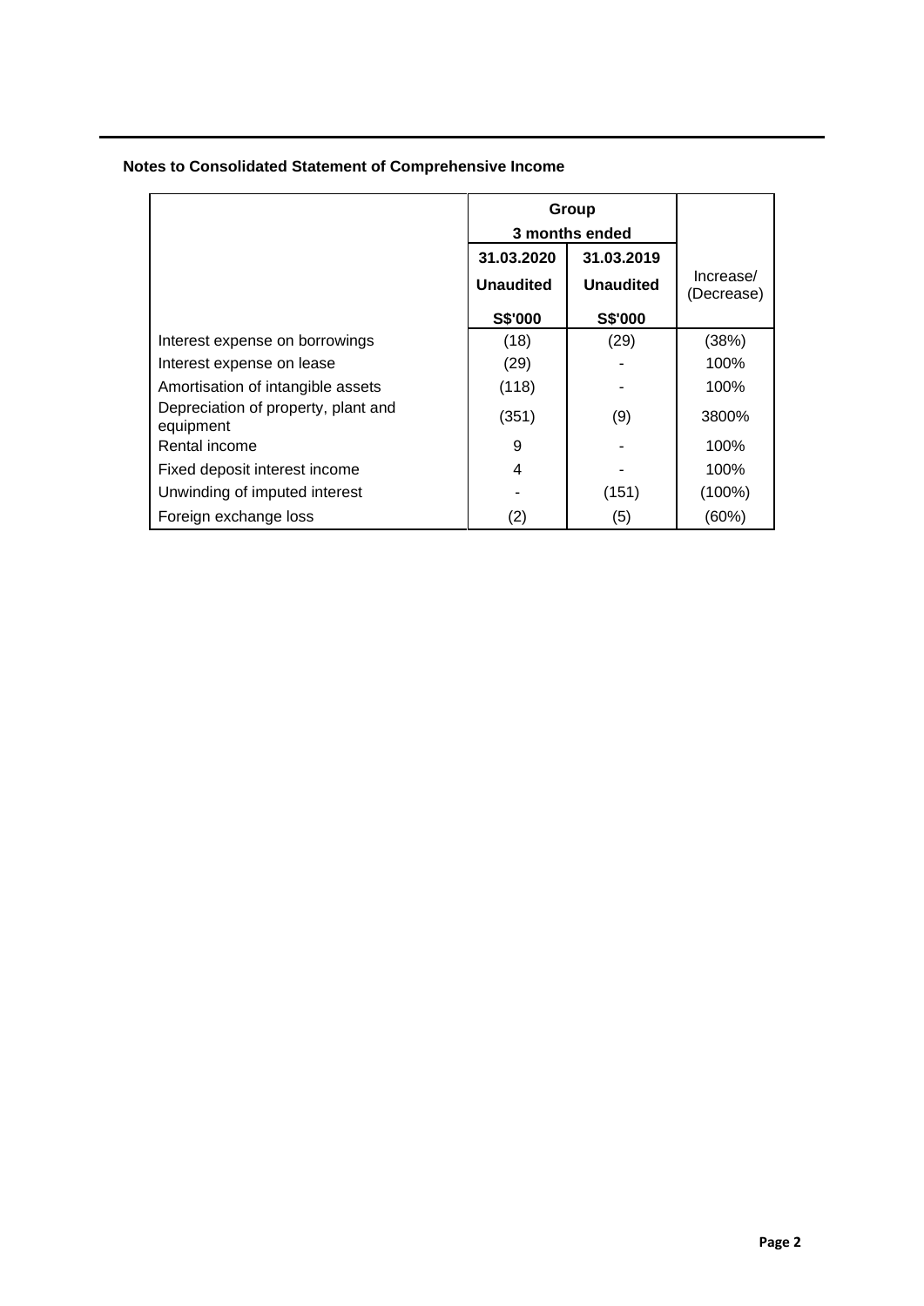**Notes to Consolidated Statement of Comprehensive Income**

| | Group | | |
|---|---|---|---|
| | 3 months ended | | |
| | 31.03.2020 | 31.03.2019 | Increase/ (Decrease) |
| | Unaudited | Unaudited | |
| | S$'000 | S$'000 | |
| Interest expense on borrowings | (18) | (29) | (38%) |
| Interest expense on lease | (29) | - | 100% |
| Amortisation of intangible assets | (118) | - | 100% |
| Depreciation of property, plant and equipment | (351) | (9) | 3800% |
| Rental income | 9 | - | 100% |
| Fixed deposit interest income | 4 | - | 100% |
| Unwinding of imputed interest | - | (151) | (100%) |
| Foreign exchange loss | (2) | (5) | (60%) |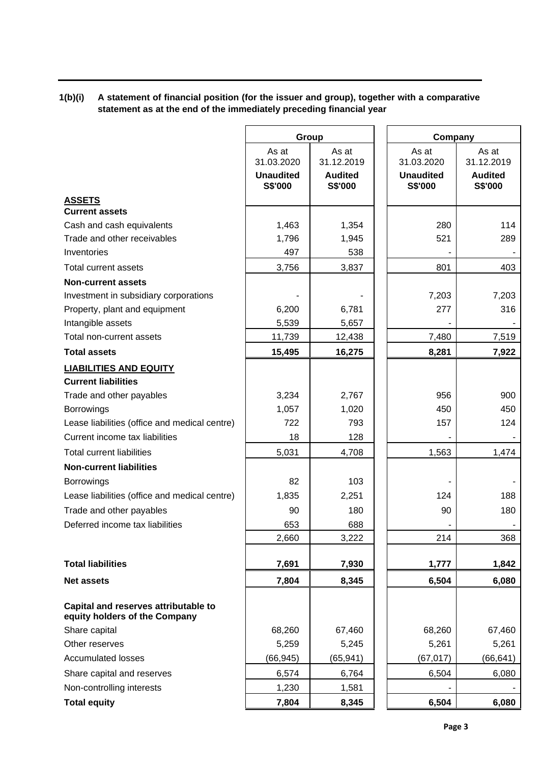**1(b)(i) A statement of financial position (for the issuer and group), together with a comparative statement as at the end of the immediately preceding financial year**

| | Group | | Company | |
|---|---|---|---|---|
| | As at 31.03.2020 | As at 31.12.2019 | As at 31.03.2020 | As at 31.12.2019 |
| | **Unaudited S$'000** | **Audited S$'000** | **Unaudited S$'000** | **Audited S$'000** |
| **ASSETS** | | | | |
| **Current assets** | | | | |
| Cash and cash equivalents | 1,463 | 1,354 | 280 | 114 |
| Trade and other receivables | 1,796 | 1,945 | 521 | 289 |
| Inventories | 497 | 538 | - | - |
| Total current assets | 3,756 | 3,837 | 801 | 403 |
| **Non-current assets** | | | | |
| Investment in subsidiary corporations | - | - | 7,203 | 7,203 |
| Property, plant and equipment | 6,200 | 6,781 | 277 | 316 |
| Intangible assets | 5,539 | 5,657 | - | - |
| Total non-current assets | 11,739 | 12,438 | 7,480 | 7,519 |
| **Total assets** | **15,495** | **16,275** | **8,281** | **7,922** |
| **LIABILITIES AND EQUITY** | | | | |
| **Current liabilities** | | | | |
| Trade and other payables | 3,234 | 2,767 | 956 | 900 |
| Borrowings | 1,057 | 1,020 | 450 | 450 |
| Lease liabilities (office and medical centre) | 722 | 793 | 157 | 124 |
| Current income tax liabilities | 18 | 128 | - | - |
| Total current liabilities | 5,031 | 4,708 | 1,563 | 1,474 |
| **Non-current liabilities** | | | | |
| Borrowings | 82 | 103 | - | - |
| Lease liabilities (office and medical centre) | 1,835 | 2,251 | 124 | 188 |
| Trade and other payables | 90 | 180 | 90 | 180 |
| Deferred income tax liabilities | 653 | 688 | - | - |
| | 2,660 | 3,222 | 214 | 368 |
| **Total liabilities** | **7,691** | **7,930** | **1,777** | **1,842** |
| **Net assets** | **7,804** | **8,345** | **6,504** | **6,080** |
| **Capital and reserves attributable to equity holders of the Company** | | | | |
| Share capital | 68,260 | 67,460 | 68,260 | 67,460 |
| Other reserves | 5,259 | 5,245 | 5,261 | 5,261 |
| Accumulated losses | (66,945) | (65,941) | (67,017) | (66,641) |
| Share capital and reserves | 6,574 | 6,764 | 6,504 | 6,080 |
| Non-controlling interests | 1,230 | 1,581 | - | - |
| **Total equity** | **7,804** | **8,345** | **6,504** | **6,080** |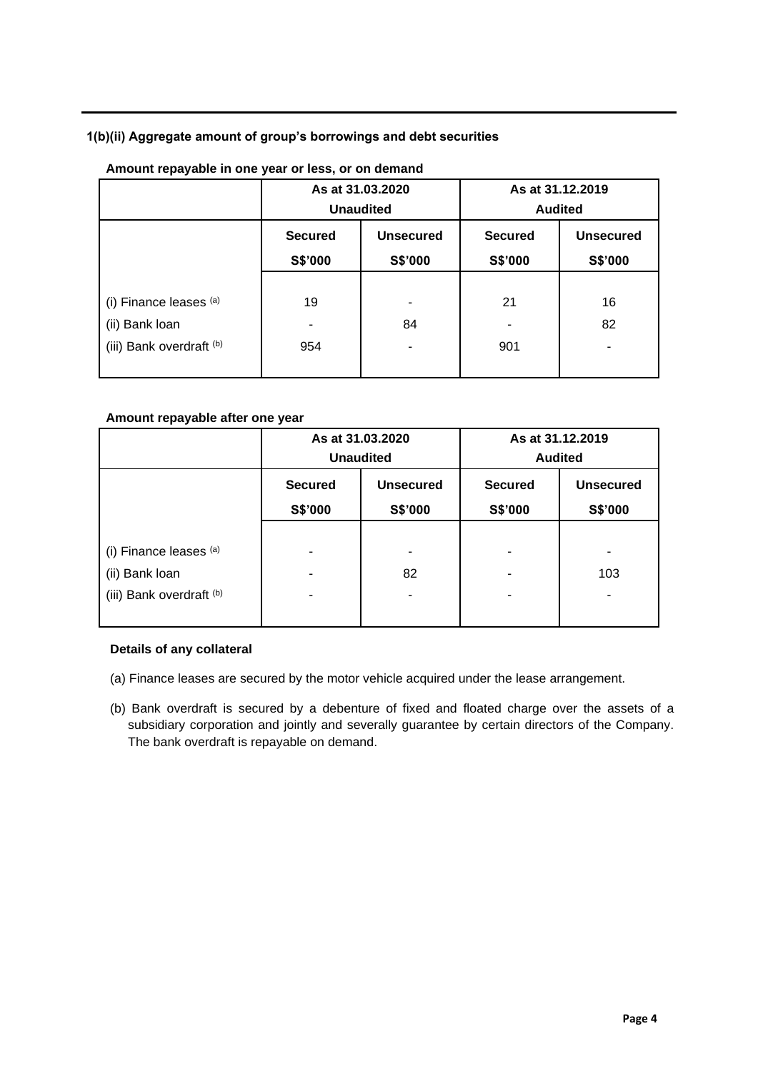### 1(b)(ii) Aggregate amount of group's borrowings and debt securities

**Amount repayable in one year or less, or on demand**

| | As at 31.03.2020 Unaudited | | As at 31.12.2019 Audited | |
|---|---|---|---|---|
| | **Secured S$'000** | **Unsecured S$'000** | **Secured S$'000** | **Unsecured S$'000** |
| (i) Finance leases [(a)] | 19 | - | 21 | 16 |
| (ii) Bank loan | - | 84 | - | 82 |
| (iii) Bank overdraft [(b)] | 954 | - | 901 | - |

**Amount repayable after one year**

| | As at 31.03.2020 Unaudited | | As at 31.12.2019 Audited | |
|---|---|---|---|---|
| | **Secured S$'000** | **Unsecured S$'000** | **Secured S$'000** | **Unsecured S$'000** |
| (i) Finance leases [(a)] | - | - | - | - |
| (ii) Bank loan | - | 82 | - | 103 |
| (iii) Bank overdraft [(b)] | - | - | - | - |

**Details of any collateral**

(a) Finance leases are secured by the motor vehicle acquired under the lease arrangement.

(b) Bank overdraft is secured by a debenture of fixed and floated charge over the assets of a subsidiary corporation and jointly and severally guarantee by certain directors of the Company. The bank overdraft is repayable on demand.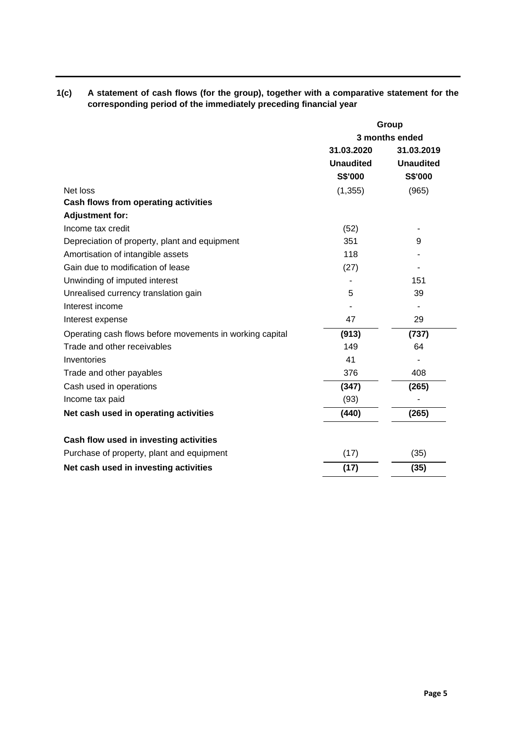**1(c) A statement of cash flows (for the group), together with a comparative statement for the corresponding period of the immediately preceding financial year**

| | Group | |
|---|---|---|
| | 3 months ended | |
| | **31.03.2020** | **31.03.2019** |
| | **Unaudited** | **Unaudited** |
| | **S$'000** | **S$'000** |
| Net loss | (1,355) | (965) |
| **Cash flows from operating activities** | | |
| **Adjustment for:** | | |
| Income tax credit | (52) | - |
| Depreciation of property, plant and equipment | 351 | 9 |
| Amortisation of intangible assets | 118 | - |
| Gain due to modification of lease | (27) | - |
| Unwinding of imputed interest | - | 151 |
| Unrealised currency translation gain | 5 | 39 |
| Interest income | - | - |
| Interest expense | 47 | 29 |
| Operating cash flows before movements in working capital | **(913)** | **(737)** |
| Trade and other receivables | 149 | 64 |
| Inventories | 41 | - |
| Trade and other payables | 376 | 408 |
| Cash used in operations | **(347)** | **(265)** |
| Income tax paid | (93) | - |
| **Net cash used in operating activities** | **(440)** | **(265)** |
| | | |
| **Cash flow used in investing activities** | | |
| Purchase of property, plant and equipment | (17) | (35) |
| **Net cash used in investing activities** | **(17)** | **(35)** |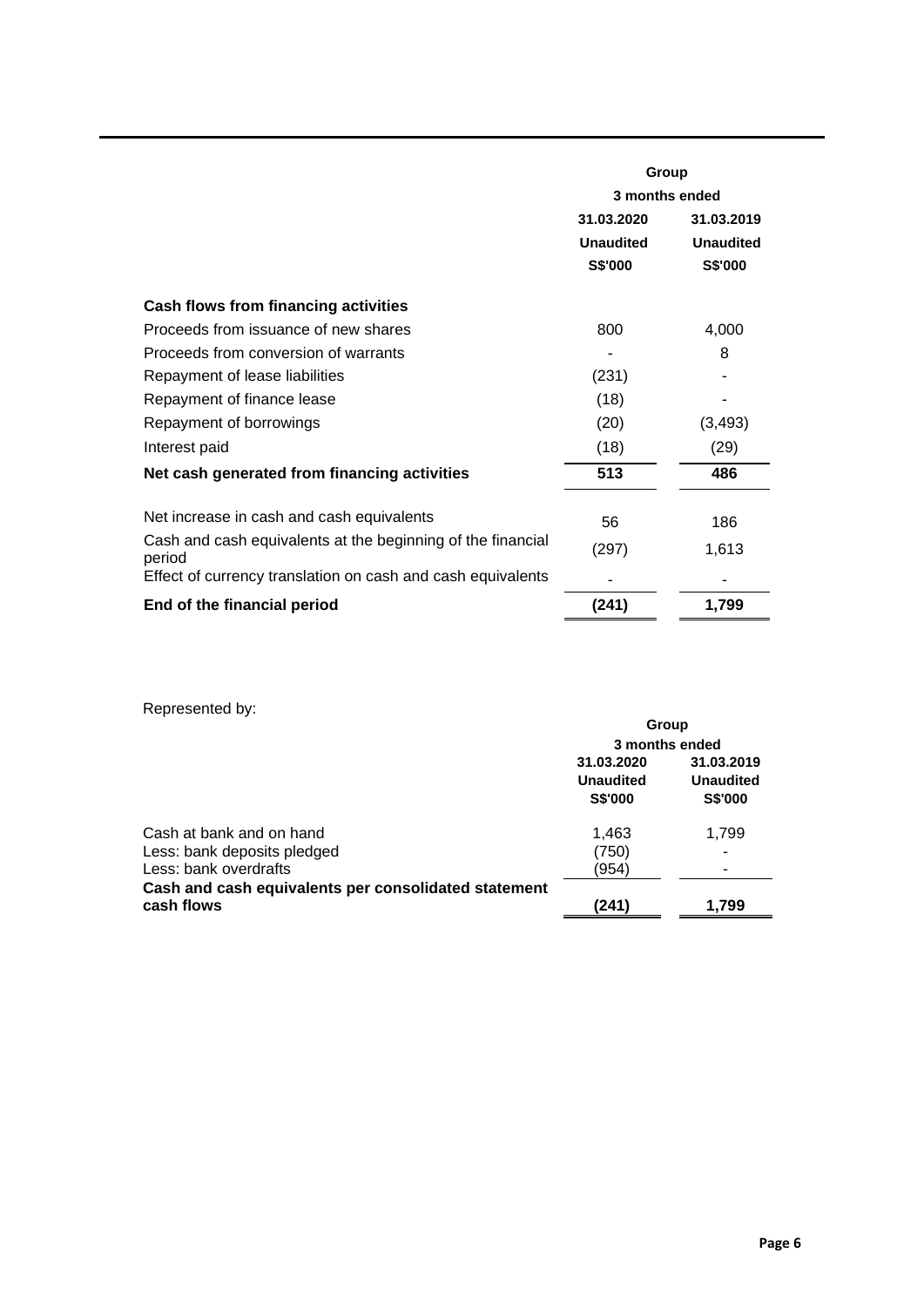| | Group | |
|---|---|---|
| | 3 months ended | |
| | 31.03.2020 | 31.03.2019 |
| | Unaudited | Unaudited |
| | S$'000 | S$'000 |
| **Cash flows from financing activities** | | |
| Proceeds from issuance of new shares | 800 | 4,000 |
| Proceeds from conversion of warrants | - | 8 |
| Repayment of lease liabilities | (231) | - |
| Repayment of finance lease | (18) | - |
| Repayment of borrowings | (20) | (3,493) |
| Interest paid | (18) | (29) |
| **Net cash generated from financing activities** | **513** | **486** |
| | | |
| Net increase in cash and cash equivalents | 56 | 186 |
| Cash and cash equivalents at the beginning of the financial period | (297) | 1,613 |
| Effect of currency translation on cash and cash equivalents | - | - |
| **End of the financial period** | **(241)** | **1,799** |

Represented by:

| | Group | |
|---|---|---|
| | 3 months ended | |
| | 31.03.2020 | 31.03.2019 |
| | Unaudited | Unaudited |
| | S$'000 | S$'000 |
| Cash at bank and on hand | 1,463 | 1,799 |
| Less: bank deposits pledged | (750) | - |
| Less: bank overdrafts | (954) | - |
| **Cash and cash equivalents per consolidated statement cash flows** | **(241)** | **1,799** |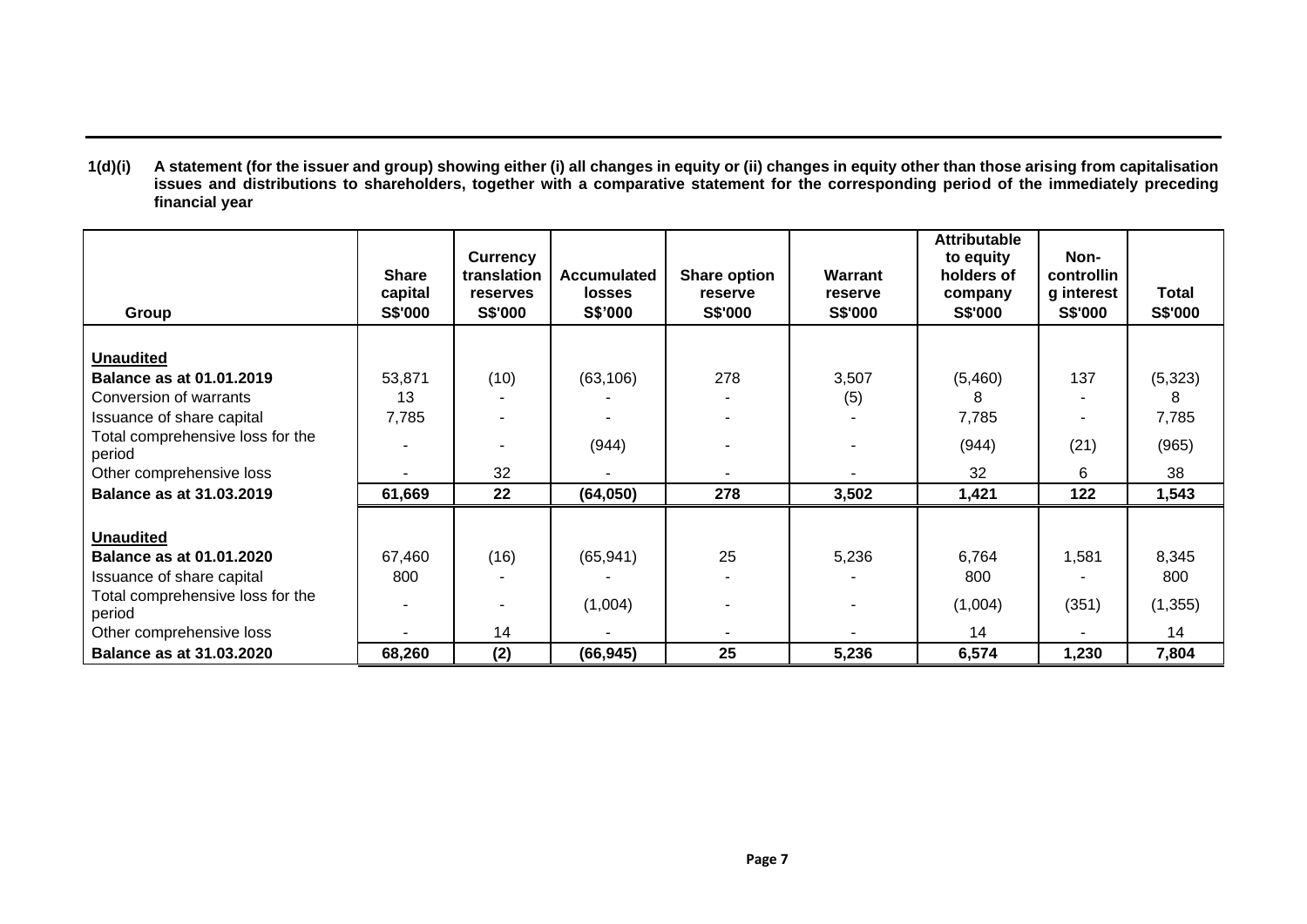**1(d)(i) A statement (for the issuer and group) showing either (i) all changes in equity or (ii) changes in equity other than those arising from capitalisation issues and distributions to shareholders, together with a comparative statement for the corresponding period of the immediately preceding financial year**

| Group | Share capital S$'000 | Currency translation reserves S$'000 | Accumulated losses S$'000 | Share option reserve S$'000 | Warrant reserve S$'000 | Attributable to equity holders of company S$'000 | Non-controlling interest S$'000 | Total S$'000 |
|---|---|---|---|---|---|---|---|---|
| **Unaudited** | | | | | | | | |
| **Balance as at 01.01.2019** | 53,871 | (10) | (63,106) | 278 | 3,507 | (5,460) | 137 | (5,323) |
| Conversion of warrants | 13 | - | - | - | (5) | 8 | - | 8 |
| Issuance of share capital | 7,785 | - | - | - | - | 7,785 | - | 7,785 |
| Total comprehensive loss for the period | - | - | (944) | - | - | (944) | (21) | (965) |
| Other comprehensive loss | - | 32 | - | - | - | 32 | 6 | 38 |
| **Balance as at 31.03.2019** | **61,669** | **22** | **(64,050)** | **278** | **3,502** | **1,421** | **122** | **1,543** |
| **Unaudited** | | | | | | | | |
| **Balance as at 01.01.2020** | 67,460 | (16) | (65,941) | 25 | 5,236 | 6,764 | 1,581 | 8,345 |
| Issuance of share capital | 800 | - | - | - | - | 800 | - | 800 |
| Total comprehensive loss for the period | - | - | (1,004) | - | - | (1,004) | (351) | (1,355) |
| Other comprehensive loss | - | 14 | - | - | - | 14 | - | 14 |
| **Balance as at 31.03.2020** | **68,260** | **(2)** | **(66,945)** | **25** | **5,236** | **6,574** | **1,230** | **7,804** |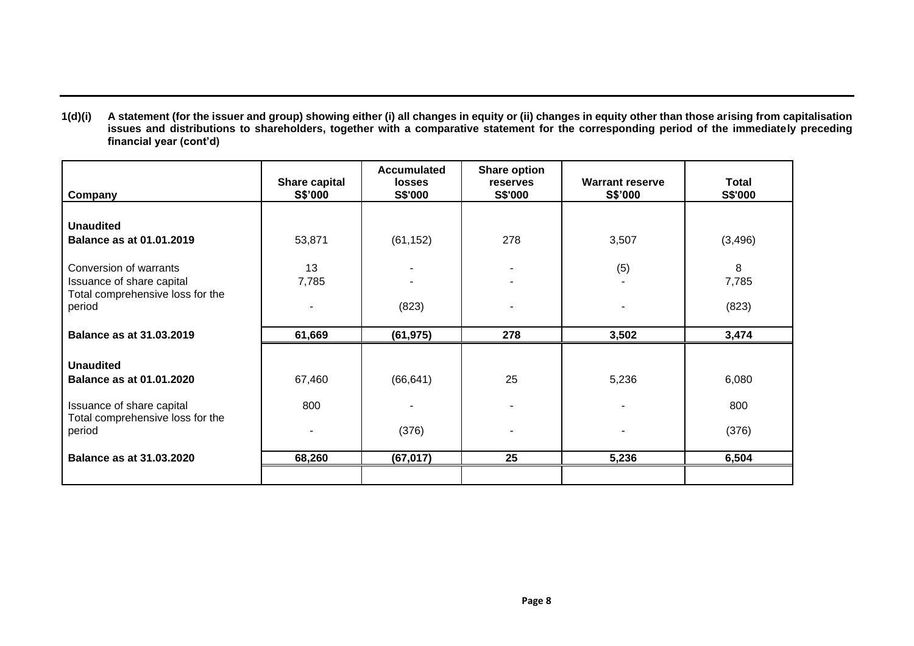**1(d)(i) A statement (for the issuer and group) showing either (i) all changes in equity or (ii) changes in equity other than those arising from capitalisation issues and distributions to shareholders, together with a comparative statement for the corresponding period of the immediately preceding financial year (cont'd)**

| Company | Share capital S$'000 | Accumulated losses S$'000 | Share option reserves S$'000 | Warrant reserve S$'000 | Total S$'000 |
|---|---|---|---|---|---|
| **Unaudited** | | | | | |
| **Balance as at 01.01.2019** | 53,871 | (61,152) | 278 | 3,507 | (3,496) |
| Conversion of warrants | 13 | - | - | (5) | 8 |
| Issuance of share capital | 7,785 | - | - | - | 7,785 |
| Total comprehensive loss for the period | - | (823) | - | - | (823) |
| **Balance as at 31.03.2019** | **61,669** | **(61,975)** | **278** | **3,502** | **3,474** |
| **Unaudited** | | | | | |
| **Balance as at 01.01.2020** | 67,460 | (66,641) | 25 | 5,236 | 6,080 |
| Issuance of share capital | 800 | - | - | - | 800 |
| Total comprehensive loss for the period | - | (376) | - | - | (376) |
| **Balance as at 31.03.2020** | **68,260** | **(67,017)** | **25** | **5,236** | **6,504** |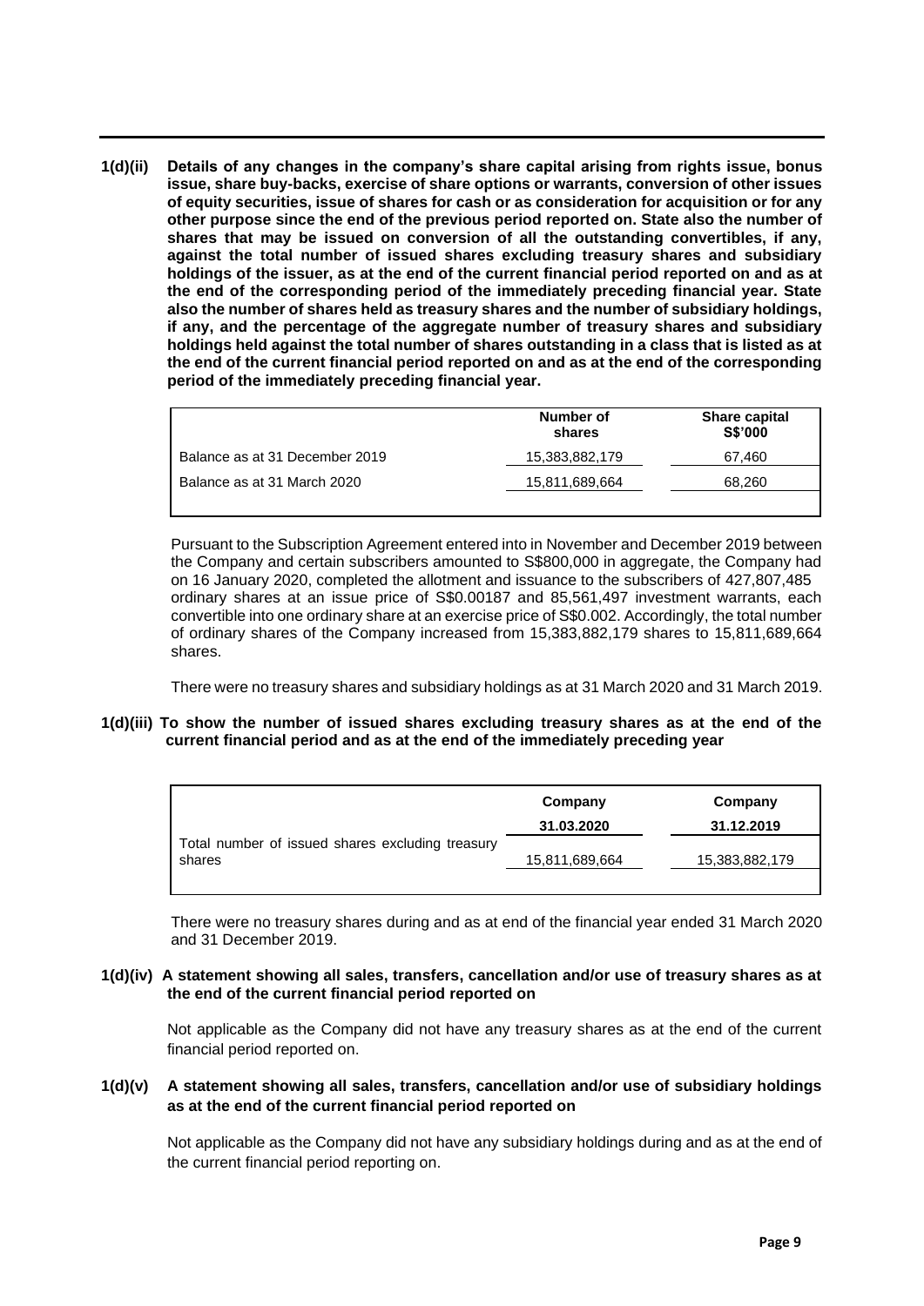**1(d)(ii) Details of any changes in the company's share capital arising from rights issue, bonus issue, share buy-backs, exercise of share options or warrants, conversion of other issues of equity securities, issue of shares for cash or as consideration for acquisition or for any other purpose since the end of the previous period reported on. State also the number of shares that may be issued on conversion of all the outstanding convertibles, if any, against the total number of issued shares excluding treasury shares and subsidiary holdings of the issuer, as at the end of the current financial period reported on and as at the end of the corresponding period of the immediately preceding financial year. State also the number of shares held as treasury shares and the number of subsidiary holdings, if any, and the percentage of the aggregate number of treasury shares and subsidiary holdings held against the total number of shares outstanding in a class that is listed as at the end of the current financial period reported on and as at the end of the corresponding period of the immediately preceding financial year.**

| | Number of shares | Share capital S$'000 |
|---|---|---|
| Balance as at 31 December 2019 | 15,383,882,179 | 67,460 |
| Balance as at 31 March 2020 | 15,811,689,664 | 68,260 |

Pursuant to the Subscription Agreement entered into in November and December 2019 between the Company and certain subscribers amounted to S$800,000 in aggregate, the Company had on 16 January 2020, completed the allotment and issuance to the subscribers of 427,807,485 ordinary shares at an issue price of S$0.00187 and 85,561,497 investment warrants, each convertible into one ordinary share at an exercise price of S$0.002. Accordingly, the total number of ordinary shares of the Company increased from 15,383,882,179 shares to 15,811,689,664 shares.

There were no treasury shares and subsidiary holdings as at 31 March 2020 and 31 March 2019.

**1(d)(iii) To show the number of issued shares excluding treasury shares as at the end of the current financial period and as at the end of the immediately preceding year**

| | Company 31.03.2020 | Company 31.12.2019 |
|---|---|---|
| Total number of issued shares excluding treasury shares | 15,811,689,664 | 15,383,882,179 |

There were no treasury shares during and as at end of the financial year ended 31 March 2020 and 31 December 2019.

**1(d)(iv) A statement showing all sales, transfers, cancellation and/or use of treasury shares as at the end of the current financial period reported on**

Not applicable as the Company did not have any treasury shares as at the end of the current financial period reported on.

**1(d)(v) A statement showing all sales, transfers, cancellation and/or use of subsidiary holdings as at the end of the current financial period reported on**

Not applicable as the Company did not have any subsidiary holdings during and as at the end of the current financial period reporting on.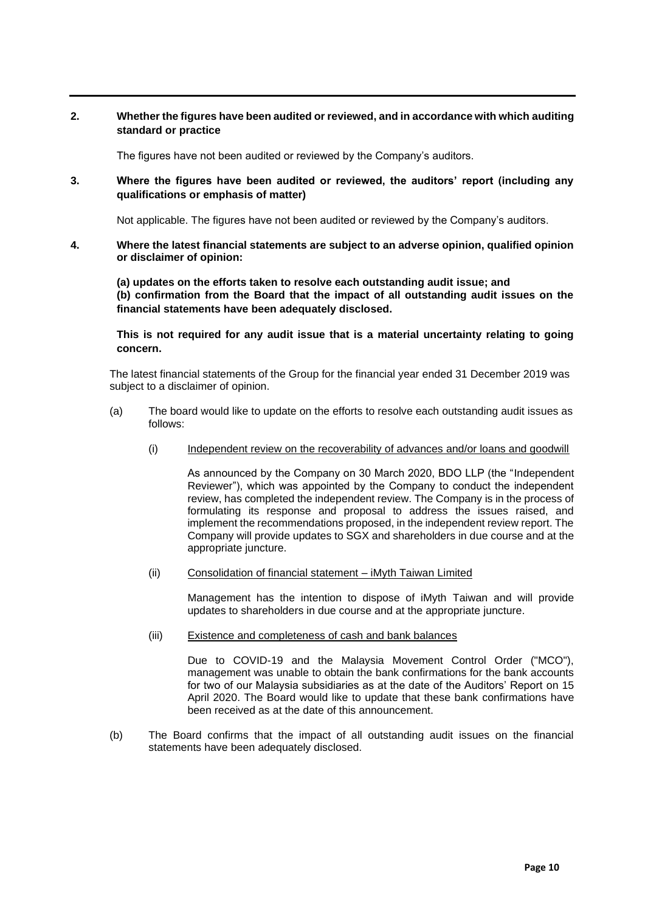**2. Whether the figures have been audited or reviewed, and in accordance with which auditing standard or practice**

The figures have not been audited or reviewed by the Company's auditors.

**3. Where the figures have been audited or reviewed, the auditors' report (including any qualifications or emphasis of matter)**

Not applicable. The figures have not been audited or reviewed by the Company's auditors.

**4. Where the latest financial statements are subject to an adverse opinion, qualified opinion or disclaimer of opinion:**

**(a) updates on the efforts taken to resolve each outstanding audit issue; and**
**(b) confirmation from the Board that the impact of all outstanding audit issues on the financial statements have been adequately disclosed.**

**This is not required for any audit issue that is a material uncertainty relating to going concern.**

The latest financial statements of the Group for the financial year ended 31 December 2019 was subject to a disclaimer of opinion.

(a) The board would like to update on the efforts to resolve each outstanding audit issues as follows:

(i) Independent review on the recoverability of advances and/or loans and goodwill

As announced by the Company on 30 March 2020, BDO LLP (the "Independent Reviewer"), which was appointed by the Company to conduct the independent review, has completed the independent review. The Company is in the process of formulating its response and proposal to address the issues raised, and implement the recommendations proposed, in the independent review report. The Company will provide updates to SGX and shareholders in due course and at the appropriate juncture.

(ii) Consolidation of financial statement – iMyth Taiwan Limited

Management has the intention to dispose of iMyth Taiwan and will provide updates to shareholders in due course and at the appropriate juncture.

(iii) Existence and completeness of cash and bank balances

Due to COVID-19 and the Malaysia Movement Control Order ("MCO"), management was unable to obtain the bank confirmations for the bank accounts for two of our Malaysia subsidiaries as at the date of the Auditors' Report on 15 April 2020. The Board would like to update that these bank confirmations have been received as at the date of this announcement.

(b) The Board confirms that the impact of all outstanding audit issues on the financial statements have been adequately disclosed.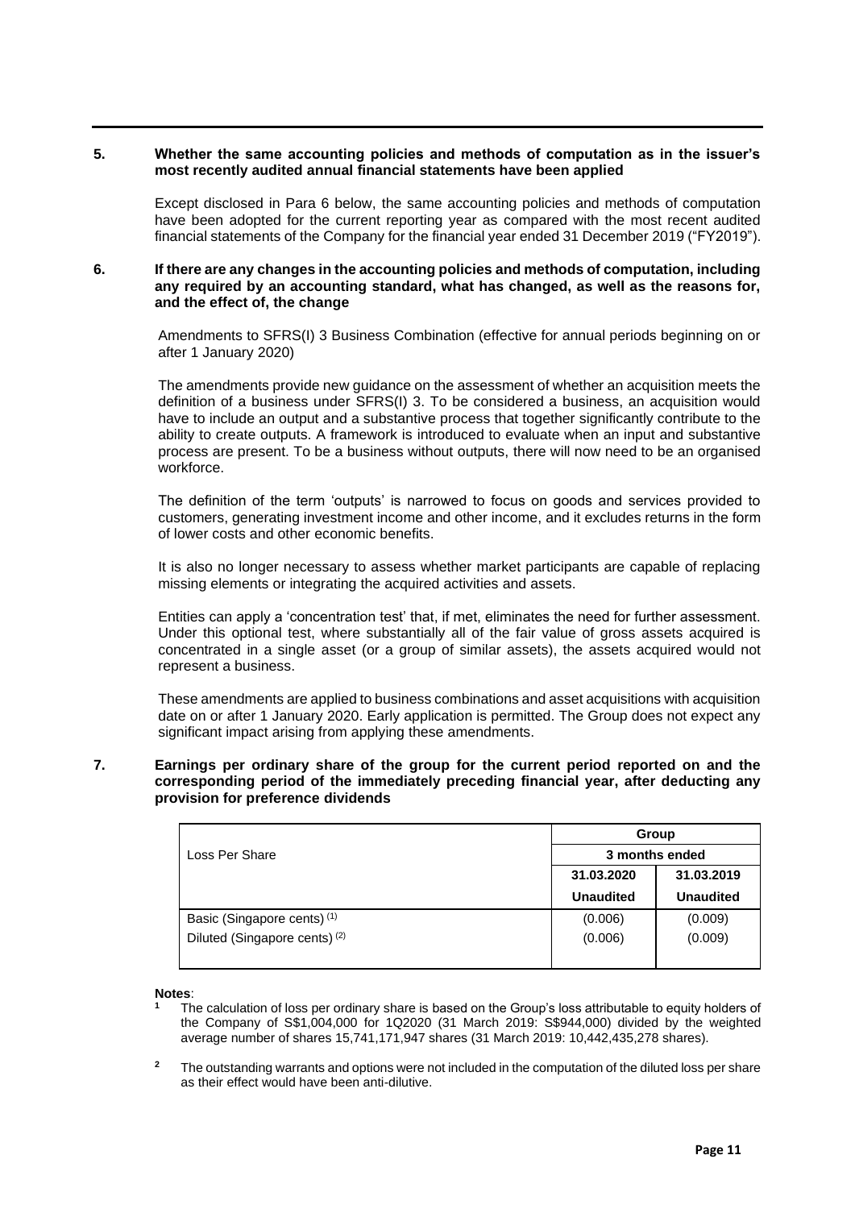**5. Whether the same accounting policies and methods of computation as in the issuer's most recently audited annual financial statements have been applied**

Except disclosed in Para 6 below, the same accounting policies and methods of computation have been adopted for the current reporting year as compared with the most recent audited financial statements of the Company for the financial year ended 31 December 2019 ("FY2019").

**6. If there are any changes in the accounting policies and methods of computation, including any required by an accounting standard, what has changed, as well as the reasons for, and the effect of, the change**

Amendments to SFRS(I) 3 Business Combination (effective for annual periods beginning on or after 1 January 2020)

The amendments provide new guidance on the assessment of whether an acquisition meets the definition of a business under SFRS(I) 3. To be considered a business, an acquisition would have to include an output and a substantive process that together significantly contribute to the ability to create outputs. A framework is introduced to evaluate when an input and substantive process are present. To be a business without outputs, there will now need to be an organised workforce.

The definition of the term 'outputs' is narrowed to focus on goods and services provided to customers, generating investment income and other income, and it excludes returns in the form of lower costs and other economic benefits.

It is also no longer necessary to assess whether market participants are capable of replacing missing elements or integrating the acquired activities and assets.

Entities can apply a 'concentration test' that, if met, eliminates the need for further assessment. Under this optional test, where substantially all of the fair value of gross assets acquired is concentrated in a single asset (or a group of similar assets), the assets acquired would not represent a business.

These amendments are applied to business combinations and asset acquisitions with acquisition date on or after 1 January 2020. Early application is permitted. The Group does not expect any significant impact arising from applying these amendments.

**7. Earnings per ordinary share of the group for the current period reported on and the corresponding period of the immediately preceding financial year, after deducting any provision for preference dividends**

| Loss Per Share | Group | |
|---|---|---|
| | 3 months ended | |
| | 31.03.2020 | 31.03.2019 |
| | Unaudited | Unaudited |
| Basic (Singapore cents) [1] | (0.006) | (0.009) |
| Diluted (Singapore cents) [2] | (0.006) | (0.009) |

**Notes**:

1. The calculation of loss per ordinary share is based on the Group's loss attributable to equity holders of the Company of S$1,004,000 for 1Q2020 (31 March 2019: S$944,000) divided by the weighted average number of shares 15,741,171,947 shares (31 March 2019: 10,442,435,278 shares).

2. The outstanding warrants and options were not included in the computation of the diluted loss per share as their effect would have been anti-dilutive.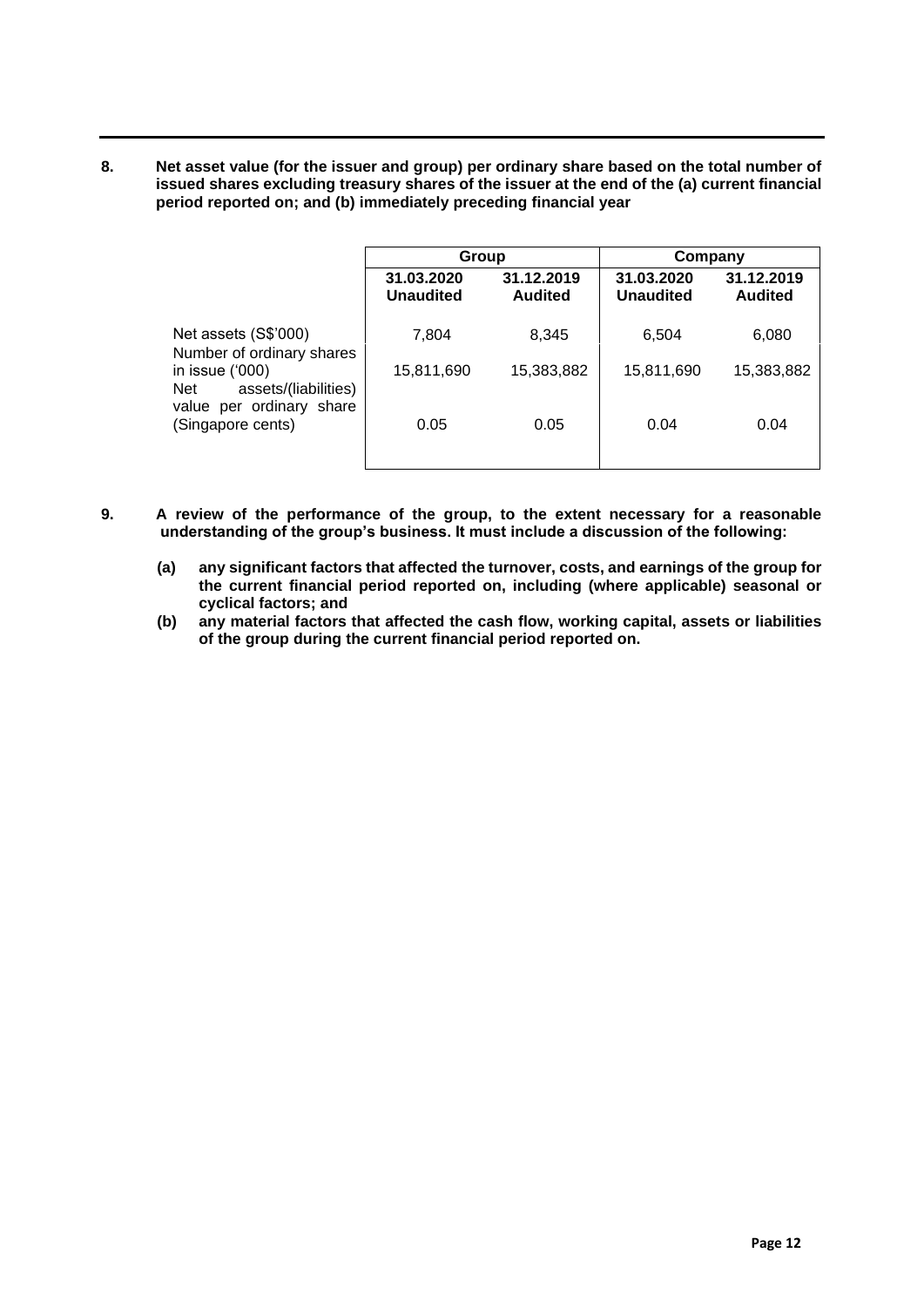**8. Net asset value (for the issuer and group) per ordinary share based on the total number of issued shares excluding treasury shares of the issuer at the end of the (a) current financial period reported on; and (b) immediately preceding financial year**

| | Group | | Company | |
|---|---|---|---|---|
| | **31.03.2020 Unaudited** | **31.12.2019 Audited** | **31.03.2020 Unaudited** | **31.12.2019 Audited** |
| Net assets (S$'000) | 7,804 | 8,345 | 6,504 | 6,080 |
| Number of ordinary shares in issue ('000) | 15,811,690 | 15,383,882 | 15,811,690 | 15,383,882 |
| Net assets/(liabilities) value per ordinary share (Singapore cents) | 0.05 | 0.05 | 0.04 | 0.04 |

**9. A review of the performance of the group, to the extent necessary for a reasonable understanding of the group's business. It must include a discussion of the following:**

**(a) any significant factors that affected the turnover, costs, and earnings of the group for the current financial period reported on, including (where applicable) seasonal or cyclical factors; and**

**(b) any material factors that affected the cash flow, working capital, assets or liabilities of the group during the current financial period reported on.**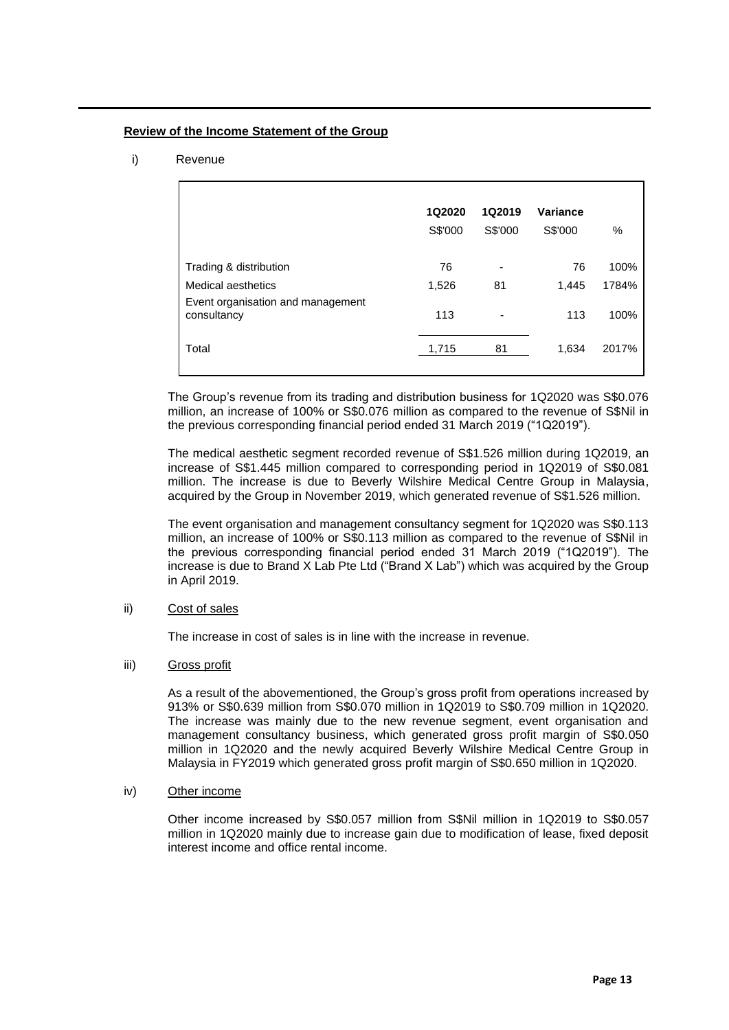**Review of the Income Statement of the Group**

i) Revenue

| | 1Q2020 | 1Q2019 | Variance | |
|---|---|---|---|---|
| | S$'000 | S$'000 | S$'000 | % |
| Trading & distribution | 76 | - | 76 | 100% |
| Medical aesthetics | 1,526 | 81 | 1,445 | 1784% |
| Event organisation and management consultancy | 113 | - | 113 | 100% |
| Total | 1,715 | 81 | 1,634 | 2017% |

The Group's revenue from its trading and distribution business for 1Q2020 was S$0.076 million, an increase of 100% or S$0.076 million as compared to the revenue of S$Nil in the previous corresponding financial period ended 31 March 2019 ("1Q2019").

The medical aesthetic segment recorded revenue of S$1.526 million during 1Q2019, an increase of S$1.445 million compared to corresponding period in 1Q2019 of S$0.081 million. The increase is due to Beverly Wilshire Medical Centre Group in Malaysia, acquired by the Group in November 2019, which generated revenue of S$1.526 million.

The event organisation and management consultancy segment for 1Q2020 was S$0.113 million, an increase of 100% or S$0.113 million as compared to the revenue of S$Nil in the previous corresponding financial period ended 31 March 2019 ("1Q2019"). The increase is due to Brand X Lab Pte Ltd ("Brand X Lab") which was acquired by the Group in April 2019.

ii) Cost of sales

The increase in cost of sales is in line with the increase in revenue.

iii) Gross profit

As a result of the abovementioned, the Group's gross profit from operations increased by 913% or S$0.639 million from S$0.070 million in 1Q2019 to S$0.709 million in 1Q2020. The increase was mainly due to the new revenue segment, event organisation and management consultancy business, which generated gross profit margin of S$0.050 million in 1Q2020 and the newly acquired Beverly Wilshire Medical Centre Group in Malaysia in FY2019 which generated gross profit margin of S$0.650 million in 1Q2020.

iv) Other income

Other income increased by S$0.057 million from S$Nil million in 1Q2019 to S$0.057 million in 1Q2020 mainly due to increase gain due to modification of lease, fixed deposit interest income and office rental income.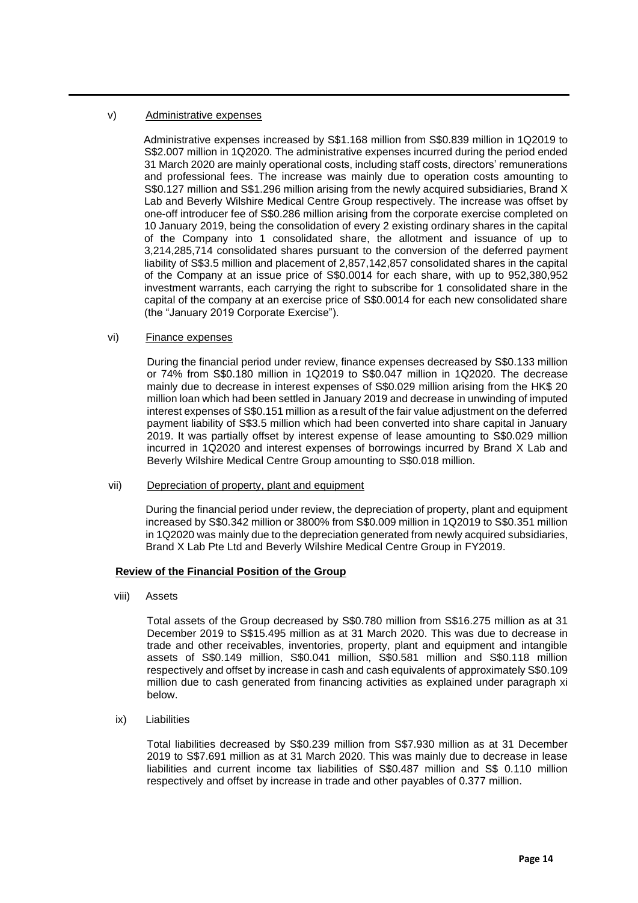v) Administrative expenses

Administrative expenses increased by S$1.168 million from S$0.839 million in 1Q2019 to S$2.007 million in 1Q2020. The administrative expenses incurred during the period ended 31 March 2020 are mainly operational costs, including staff costs, directors' remunerations and professional fees. The increase was mainly due to operation costs amounting to S$0.127 million and S$1.296 million arising from the newly acquired subsidiaries, Brand X Lab and Beverly Wilshire Medical Centre Group respectively. The increase was offset by one-off introducer fee of S$0.286 million arising from the corporate exercise completed on 10 January 2019, being the consolidation of every 2 existing ordinary shares in the capital of the Company into 1 consolidated share, the allotment and issuance of up to 3,214,285,714 consolidated shares pursuant to the conversion of the deferred payment liability of S$3.5 million and placement of 2,857,142,857 consolidated shares in the capital of the Company at an issue price of S$0.0014 for each share, with up to 952,380,952 investment warrants, each carrying the right to subscribe for 1 consolidated share in the capital of the company at an exercise price of S$0.0014 for each new consolidated share (the "January 2019 Corporate Exercise").

vi) Finance expenses

During the financial period under review, finance expenses decreased by S$0.133 million or 74% from S$0.180 million in 1Q2019 to S$0.047 million in 1Q2020. The decrease mainly due to decrease in interest expenses of S$0.029 million arising from the HK$ 20 million loan which had been settled in January 2019 and decrease in unwinding of imputed interest expenses of S$0.151 million as a result of the fair value adjustment on the deferred payment liability of S$3.5 million which had been converted into share capital in January 2019. It was partially offset by interest expense of lease amounting to S$0.029 million incurred in 1Q2020 and interest expenses of borrowings incurred by Brand X Lab and Beverly Wilshire Medical Centre Group amounting to S$0.018 million.

vii) Depreciation of property, plant and equipment

During the financial period under review, the depreciation of property, plant and equipment increased by S$0.342 million or 3800% from S$0.009 million in 1Q2019 to S$0.351 million in 1Q2020 was mainly due to the depreciation generated from newly acquired subsidiaries, Brand X Lab Pte Ltd and Beverly Wilshire Medical Centre Group in FY2019.

**Review of the Financial Position of the Group**

viii) Assets

Total assets of the Group decreased by S$0.780 million from S$16.275 million as at 31 December 2019 to S$15.495 million as at 31 March 2020. This was due to decrease in trade and other receivables, inventories, property, plant and equipment and intangible assets of S$0.149 million, S$0.041 million, S$0.581 million and S$0.118 million respectively and offset by increase in cash and cash equivalents of approximately S$0.109 million due to cash generated from financing activities as explained under paragraph xi below.

ix) Liabilities

Total liabilities decreased by S$0.239 million from S$7.930 million as at 31 December 2019 to S$7.691 million as at 31 March 2020. This was mainly due to decrease in lease liabilities and current income tax liabilities of S$0.487 million and S$ 0.110 million respectively and offset by increase in trade and other payables of 0.377 million.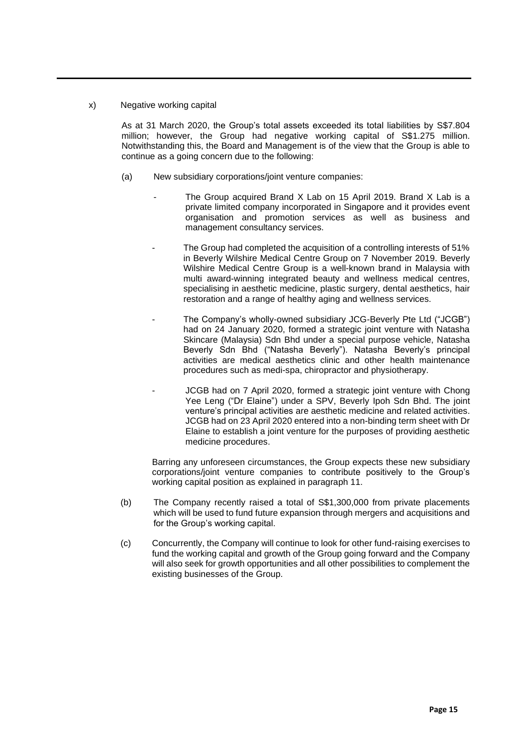x) Negative working capital

As at 31 March 2020, the Group's total assets exceeded its total liabilities by S$7.804 million; however, the Group had negative working capital of S$1.275 million. Notwithstanding this, the Board and Management is of the view that the Group is able to continue as a going concern due to the following:

(a) New subsidiary corporations/joint venture companies:

- The Group acquired Brand X Lab on 15 April 2019. Brand X Lab is a private limited company incorporated in Singapore and it provides event organisation and promotion services as well as business and management consultancy services.

- The Group had completed the acquisition of a controlling interests of 51% in Beverly Wilshire Medical Centre Group on 7 November 2019. Beverly Wilshire Medical Centre Group is a well-known brand in Malaysia with multi award-winning integrated beauty and wellness medical centres, specialising in aesthetic medicine, plastic surgery, dental aesthetics, hair restoration and a range of healthy aging and wellness services.

- The Company's wholly-owned subsidiary JCG-Beverly Pte Ltd ("JCGB") had on 24 January 2020, formed a strategic joint venture with Natasha Skincare (Malaysia) Sdn Bhd under a special purpose vehicle, Natasha Beverly Sdn Bhd ("Natasha Beverly"). Natasha Beverly's principal activities are medical aesthetics clinic and other health maintenance procedures such as medi-spa, chiropractor and physiotherapy.

- JCGB had on 7 April 2020, formed a strategic joint venture with Chong Yee Leng ("Dr Elaine") under a SPV, Beverly Ipoh Sdn Bhd. The joint venture's principal activities are aesthetic medicine and related activities. JCGB had on 23 April 2020 entered into a non-binding term sheet with Dr Elaine to establish a joint venture for the purposes of providing aesthetic medicine procedures.

Barring any unforeseen circumstances, the Group expects these new subsidiary corporations/joint venture companies to contribute positively to the Group's working capital position as explained in paragraph 11.

(b) The Company recently raised a total of S$1,300,000 from private placements which will be used to fund future expansion through mergers and acquisitions and for the Group's working capital.

(c) Concurrently, the Company will continue to look for other fund-raising exercises to fund the working capital and growth of the Group going forward and the Company will also seek for growth opportunities and all other possibilities to complement the existing businesses of the Group.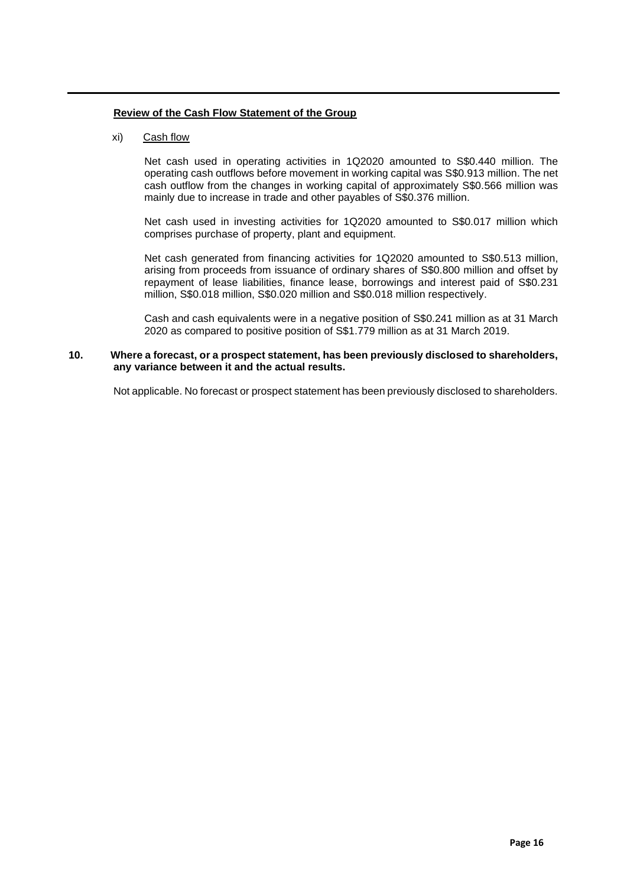**Review of the Cash Flow Statement of the Group**

xi) Cash flow

Net cash used in operating activities in 1Q2020 amounted to S$0.440 million. The operating cash outflows before movement in working capital was S$0.913 million. The net cash outflow from the changes in working capital of approximately S$0.566 million was mainly due to increase in trade and other payables of S$0.376 million.

Net cash used in investing activities for 1Q2020 amounted to S$0.017 million which comprises purchase of property, plant and equipment.

Net cash generated from financing activities for 1Q2020 amounted to S$0.513 million, arising from proceeds from issuance of ordinary shares of S$0.800 million and offset by repayment of lease liabilities, finance lease, borrowings and interest paid of S$0.231 million, S$0.018 million, S$0.020 million and S$0.018 million respectively.

Cash and cash equivalents were in a negative position of S$0.241 million as at 31 March 2020 as compared to positive position of S$1.779 million as at 31 March 2019.

**10. Where a forecast, or a prospect statement, has been previously disclosed to shareholders, any variance between it and the actual results.**

Not applicable. No forecast or prospect statement has been previously disclosed to shareholders.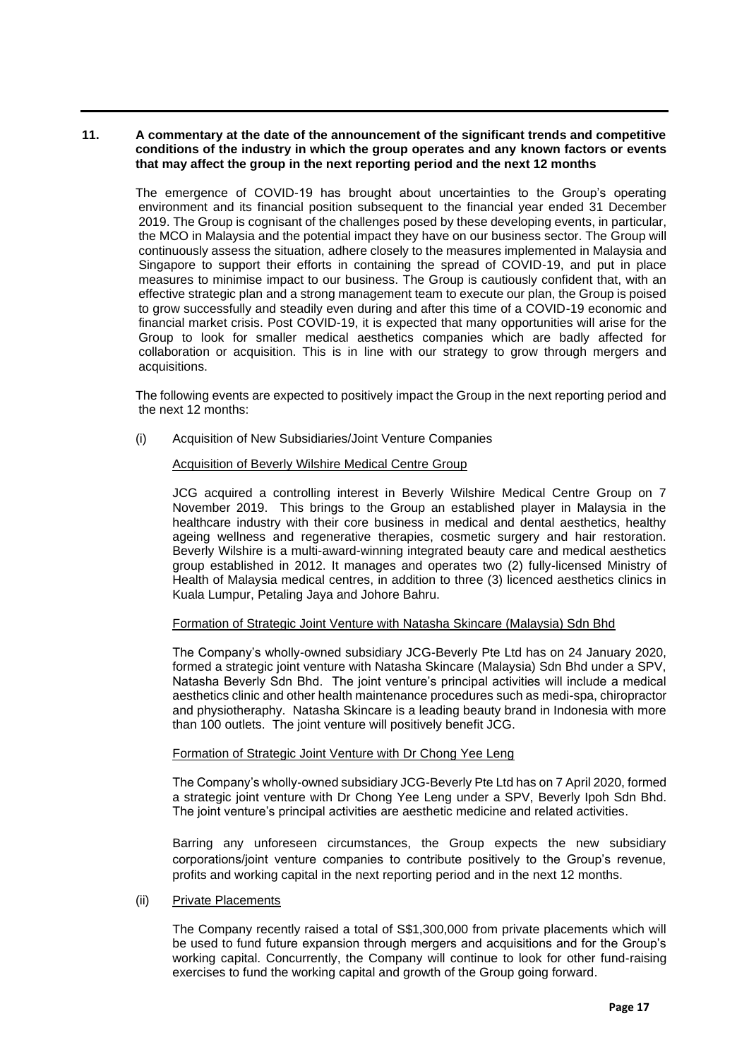**11. A commentary at the date of the announcement of the significant trends and competitive conditions of the industry in which the group operates and any known factors or events that may affect the group in the next reporting period and the next 12 months**

The emergence of COVID-19 has brought about uncertainties to the Group's operating environment and its financial position subsequent to the financial year ended 31 December 2019. The Group is cognisant of the challenges posed by these developing events, in particular, the MCO in Malaysia and the potential impact they have on our business sector. The Group will continuously assess the situation, adhere closely to the measures implemented in Malaysia and Singapore to support their efforts in containing the spread of COVID-19, and put in place measures to minimise impact to our business. The Group is cautiously confident that, with an effective strategic plan and a strong management team to execute our plan, the Group is poised to grow successfully and steadily even during and after this time of a COVID-19 economic and financial market crisis. Post COVID-19, it is expected that many opportunities will arise for the Group to look for smaller medical aesthetics companies which are badly affected for collaboration or acquisition. This is in line with our strategy to grow through mergers and acquisitions.

The following events are expected to positively impact the Group in the next reporting period and the next 12 months:

(i) Acquisition of New Subsidiaries/Joint Venture Companies

Acquisition of Beverly Wilshire Medical Centre Group

JCG acquired a controlling interest in Beverly Wilshire Medical Centre Group on 7 November 2019. This brings to the Group an established player in Malaysia in the healthcare industry with their core business in medical and dental aesthetics, healthy ageing wellness and regenerative therapies, cosmetic surgery and hair restoration. Beverly Wilshire is a multi-award-winning integrated beauty care and medical aesthetics group established in 2012. It manages and operates two (2) fully-licensed Ministry of Health of Malaysia medical centres, in addition to three (3) licenced aesthetics clinics in Kuala Lumpur, Petaling Jaya and Johore Bahru.

Formation of Strategic Joint Venture with Natasha Skincare (Malaysia) Sdn Bhd

The Company's wholly-owned subsidiary JCG-Beverly Pte Ltd has on 24 January 2020, formed a strategic joint venture with Natasha Skincare (Malaysia) Sdn Bhd under a SPV, Natasha Beverly Sdn Bhd. The joint venture's principal activities will include a medical aesthetics clinic and other health maintenance procedures such as medi-spa, chiropractor and physiotheraphy. Natasha Skincare is a leading beauty brand in Indonesia with more than 100 outlets. The joint venture will positively benefit JCG.

Formation of Strategic Joint Venture with Dr Chong Yee Leng

The Company's wholly-owned subsidiary JCG-Beverly Pte Ltd has on 7 April 2020, formed a strategic joint venture with Dr Chong Yee Leng under a SPV, Beverly Ipoh Sdn Bhd. The joint venture's principal activities are aesthetic medicine and related activities.

Barring any unforeseen circumstances, the Group expects the new subsidiary corporations/joint venture companies to contribute positively to the Group's revenue, profits and working capital in the next reporting period and in the next 12 months.

(ii) Private Placements

The Company recently raised a total of S$1,300,000 from private placements which will be used to fund future expansion through mergers and acquisitions and for the Group's working capital. Concurrently, the Company will continue to look for other fund-raising exercises to fund the working capital and growth of the Group going forward.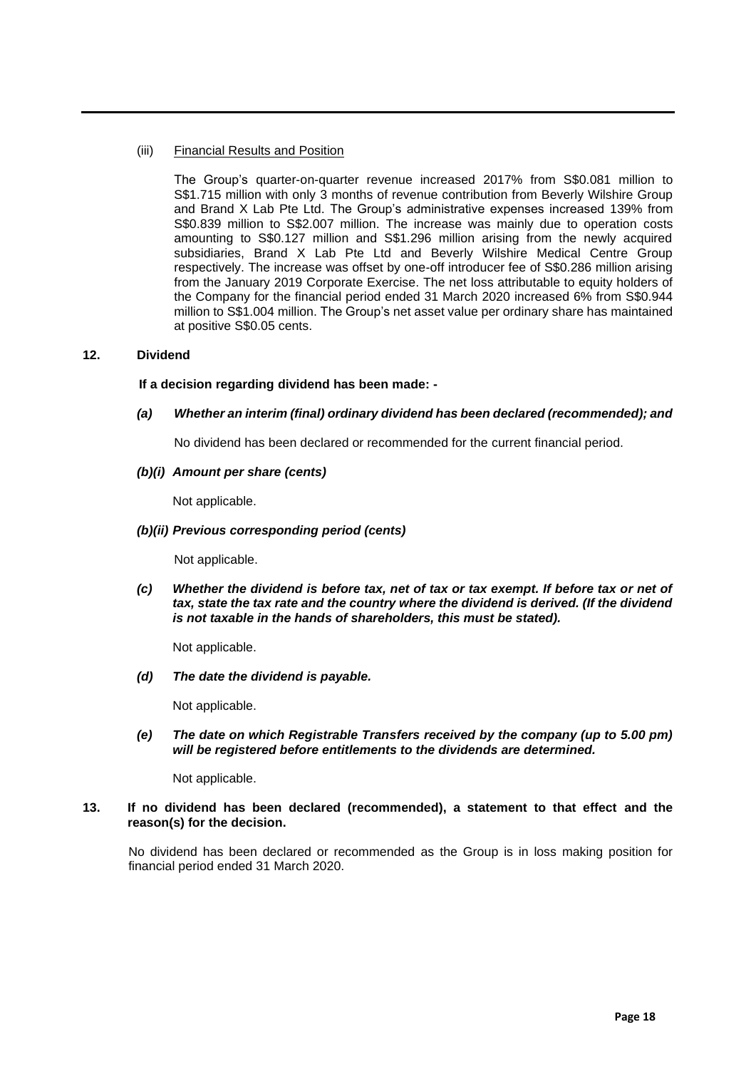(iii) <u>Financial Results and Position</u>

The Group's quarter-on-quarter revenue increased 2017% from S$0.081 million to S$1.715 million with only 3 months of revenue contribution from Beverly Wilshire Group and Brand X Lab Pte Ltd. The Group's administrative expenses increased 139% from S$0.839 million to S$2.007 million. The increase was mainly due to operation costs amounting to S$0.127 million and S$1.296 million arising from the newly acquired subsidiaries, Brand X Lab Pte Ltd and Beverly Wilshire Medical Centre Group respectively. The increase was offset by one-off introducer fee of S$0.286 million arising from the January 2019 Corporate Exercise. The net loss attributable to equity holders of the Company for the financial period ended 31 March 2020 increased 6% from S$0.944 million to S$1.004 million. The Group's net asset value per ordinary share has maintained at positive S$0.05 cents.

## 12. Dividend

**If a decision regarding dividend has been made: -**

***(a) Whether an interim (final) ordinary dividend has been declared (recommended); and***

No dividend has been declared or recommended for the current financial period.

***(b)(i) Amount per share (cents)***

Not applicable.

***(b)(ii) Previous corresponding period (cents)***

Not applicable.

***(c) Whether the dividend is before tax, net of tax or tax exempt. If before tax or net of tax, state the tax rate and the country where the dividend is derived. (If the dividend is not taxable in the hands of shareholders, this must be stated).***

Not applicable.

***(d) The date the dividend is payable.***

Not applicable.

***(e) The date on which Registrable Transfers received by the company (up to 5.00 pm) will be registered before entitlements to the dividends are determined.***

Not applicable.

## 13. If no dividend has been declared (recommended), a statement to that effect and the reason(s) for the decision.

No dividend has been declared or recommended as the Group is in loss making position for financial period ended 31 March 2020.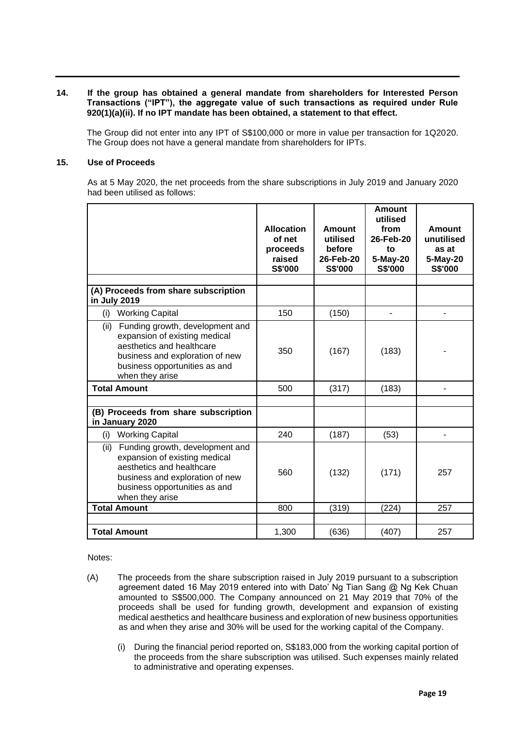**14. If the group has obtained a general mandate from shareholders for Interested Person Transactions ("IPT"), the aggregate value of such transactions as required under Rule 920(1)(a)(ii). If no IPT mandate has been obtained, a statement to that effect.**

The Group did not enter into any IPT of S$100,000 or more in value per transaction for 1Q2020. The Group does not have a general mandate from shareholders for IPTs.

**15. Use of Proceeds**

As at 5 May 2020, the net proceeds from the share subscriptions in July 2019 and January 2020 had been utilised as follows:

| | Allocation of net proceeds raised S$'000 | Amount utilised before 26-Feb-20 S$'000 | Amount utilised from 26-Feb-20 to 5-May-20 S$'000 | Amount unutilised as at 5-May-20 S$'000 |
|---|---|---|---|---|
| **(A) Proceeds from share subscription in July 2019** | | | | |
| (i) Working Capital | 150 | (150) | - | - |
| (ii) Funding growth, development and expansion of existing medical aesthetics and healthcare business and exploration of new business opportunities as and when they arise | 350 | (167) | (183) | - |
| **Total Amount** | 500 | (317) | (183) | - |
| **(B) Proceeds from share subscription in January 2020** | | | | |
| (i) Working Capital | 240 | (187) | (53) | - |
| (ii) Funding growth, development and expansion of existing medical aesthetics and healthcare business and exploration of new business opportunities as and when they arise | 560 | (132) | (171) | 257 |
| **Total Amount** | 800 | (319) | (224) | 257 |
| **Total Amount** | 1,300 | (636) | (407) | 257 |

Notes:

(A) The proceeds from the share subscription raised in July 2019 pursuant to a subscription agreement dated 16 May 2019 entered into with Dato' Ng Tian Sang @ Ng Kek Chuan amounted to S$500,000. The Company announced on 21 May 2019 that 70% of the proceeds shall be used for funding growth, development and expansion of existing medical aesthetics and healthcare business and exploration of new business opportunities as and when they arise and 30% will be used for the working capital of the Company.

(i) During the financial period reported on, S$183,000 from the working capital portion of the proceeds from the share subscription was utilised. Such expenses mainly related to administrative and operating expenses.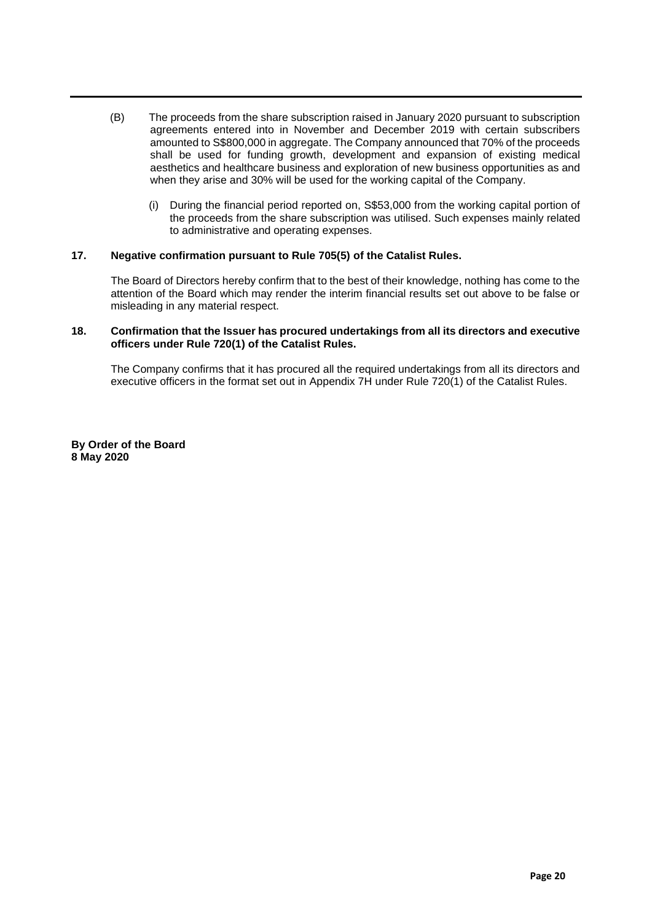(B) The proceeds from the share subscription raised in January 2020 pursuant to subscription agreements entered into in November and December 2019 with certain subscribers amounted to S$800,000 in aggregate. The Company announced that 70% of the proceeds shall be used for funding growth, development and expansion of existing medical aesthetics and healthcare business and exploration of new business opportunities as and when they arise and 30% will be used for the working capital of the Company.

(i) During the financial period reported on, S$53,000 from the working capital portion of the proceeds from the share subscription was utilised. Such expenses mainly related to administrative and operating expenses.

**17. Negative confirmation pursuant to Rule 705(5) of the Catalist Rules.**

The Board of Directors hereby confirm that to the best of their knowledge, nothing has come to the attention of the Board which may render the interim financial results set out above to be false or misleading in any material respect.

**18. Confirmation that the Issuer has procured undertakings from all its directors and executive officers under Rule 720(1) of the Catalist Rules.**

The Company confirms that it has procured all the required undertakings from all its directors and executive officers in the format set out in Appendix 7H under Rule 720(1) of the Catalist Rules.

**By Order of the Board**
**8 May 2020**